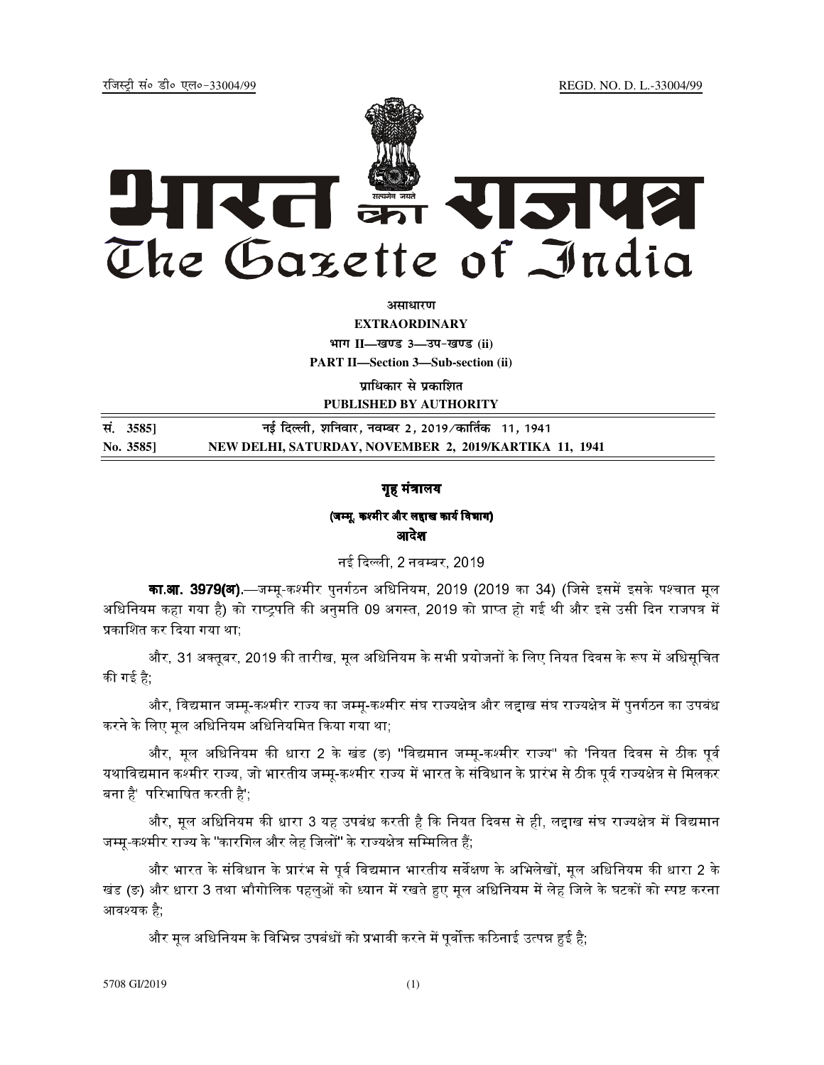रजिस्ट्री सं० डी० एल०-33004/99 REGD. NO. D. L.-33004/99

# भारत का राजपत्र
# The Gazette of India

**असाधारण**

**EXTRAORDINARY**

**भाग II—खण्ड 3—उप-खण्ड (ii)**

**PART II—Section 3—Sub-section (ii)**

**प्राधिकार से प्रकाशित**

**PUBLISHED BY AUTHORITY**

| | |
|---|---|
| **सं. 3585]** | **नई दिल्ली, शनिवार, नवम्बर 2, 2019/कार्तिक 11, 1941** |
| **No. 3585]** | **NEW DELHI, SATURDAY, NOVEMBER 2, 2019/KARTIKA 11, 1941** |

## गृह मंत्रालय

### (जम्मू, कश्मीर और लद्दाख कार्य विभाग)

### आदेश

नई दिल्ली, 2 नवम्बर, 2019

**का.आ. 3979(अ).**—जम्मू-कश्मीर पुनर्गठन अधिनियम, 2019 (2019 का 34) (जिसे इसमें इसके पश्चात मूल अधिनियम कहा गया है) को राष्ट्रपति की अनुमति 09 अगस्त, 2019 को प्राप्त हो गई थी और इसे उसी दिन राजपत्र में प्रकाशित कर दिया गया था;

और, 31 अक्तूबर, 2019 की तारीख, मूल अधिनियम के सभी प्रयोजनों के लिए नियत दिवस के रूप में अधिसूचित की गई है;

और, विद्यमान जम्मू-कश्मीर राज्य का जम्मू-कश्मीर संघ राज्यक्षेत्र और लद्दाख संघ राज्यक्षेत्र में पुनर्गठन का उपबंध करने के लिए मूल अधिनियम अधिनियमित किया गया था;

और, मूल अधिनियम की धारा 2 के खंड (ङ) "विद्यमान जम्मू-कश्मीर राज्य" को 'नियत दिवस से ठीक पूर्व यथाविद्यमान कश्मीर राज्य, जो भारतीय जम्मू-कश्मीर राज्य में भारत के संविधान के प्रारंभ से ठीक पूर्व राज्यक्षेत्र से मिलकर बना है' परिभाषित करती है';

और, मूल अधिनियम की धारा 3 यह उपबंध करती है कि नियत दिवस से ही, लद्दाख संघ राज्यक्षेत्र में विद्यमान जम्मू-कश्मीर राज्य के "कारगिल और लेह जिलों" के राज्यक्षेत्र सम्मिलित हैं;

और भारत के संविधान के प्रारंभ से पूर्व विद्यमान भारतीय सर्वेक्षण के अभिलेखों, मूल अधिनियम की धारा 2 के खंड (ङ) और धारा 3 तथा भौगोलिक पहलुओं को ध्यान में रखते हुए मूल अधिनियम में लेह जिले के घटकों को स्पष्ट करना आवश्यक है;

और मूल अधिनियम के विभिन्न उपबंधों को प्रभावी करने में पूर्वोक्त कठिनाई उत्पन्न हुई है;

5708 GI/2019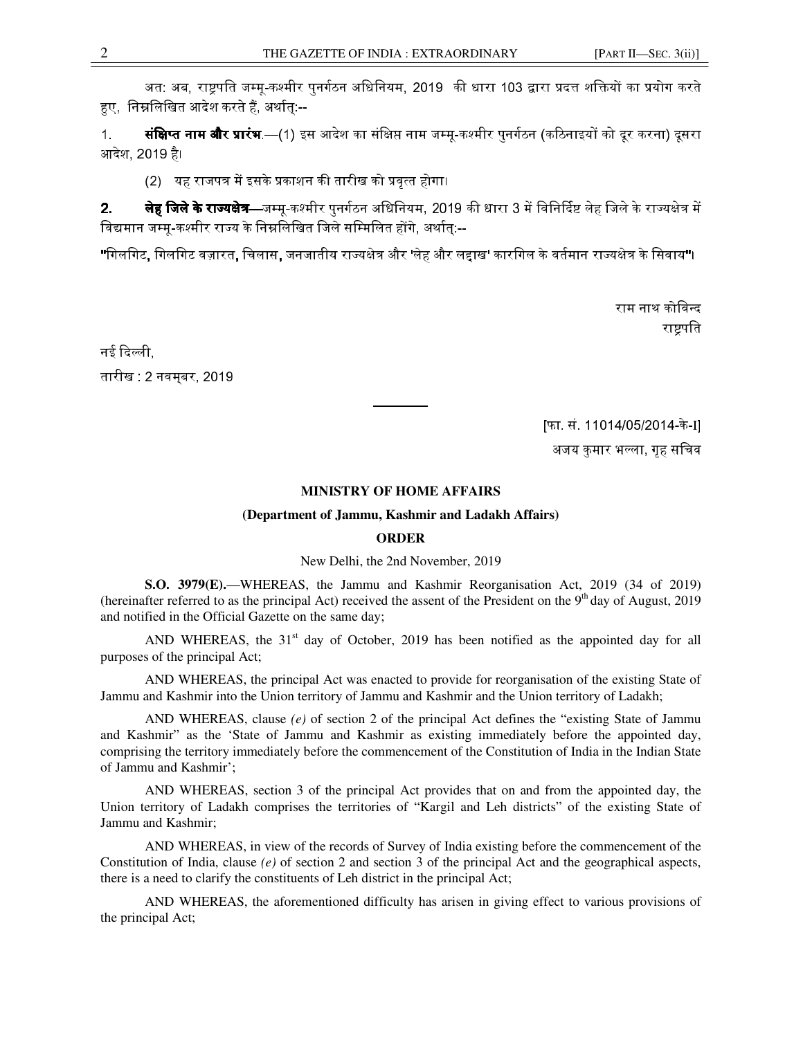अत: अब, राष्ट्रपति जम्मू-कश्मीर पुनर्गठन अधिनियम, 2019 की धारा 103 द्वारा प्रदत्त शक्तियों का प्रयोग करते हुए, निम्नलिखित आदेश करते हैं, अर्थात्:--

1. **संक्षिप्त नाम और प्रारंभ**.—(1) इस आदेश का संक्षिप्त नाम जम्मू-कश्मीर पुनर्गठन (कठिनाइयों को दूर करना) दूसरा आदेश, 2019 है।

(2) यह राजपत्र में इसके प्रकाशन की तारीख को प्रवृत्त होगा।

2. **लेह जिले के राज्यक्षेत्र**—जम्मू-कश्मीर पुनर्गठन अधिनियम, 2019 की धारा 3 में विनिर्दिष्ट लेह जिले के राज्यक्षेत्र में विद्यमान जम्मू-कश्मीर राज्य के निम्नलिखित जिले सम्मिलित होंगे, अर्थात्:--

**"**गिलगिट**,** गिलगिट वज़ारत**,** चिलास**,** जनजातीय राज्यक्षेत्र और 'लेह और लद्दाख' कारगिल के वर्तमान राज्यक्षेत्र के सिवाय**"**।

राम नाथ कोविन्द
राष्ट्रपति

नई दिल्ली,
तारीख : 2 नवम्बर, 2019

[फा. सं. 11014/05/2014-के-I]
अजय कुमार भल्ला, गृह सचिव

**MINISTRY OF HOME AFFAIRS**

**(Department of Jammu, Kashmir and Ladakh Affairs)**

**ORDER**

New Delhi, the 2nd November, 2019

**S.O. 3979(E).**—WHEREAS, the Jammu and Kashmir Reorganisation Act, 2019 (34 of 2019) (hereinafter referred to as the principal Act) received the assent of the President on the 9th day of August, 2019 and notified in the Official Gazette on the same day;

AND WHEREAS, the 31st day of October, 2019 has been notified as the appointed day for all purposes of the principal Act;

AND WHEREAS, the principal Act was enacted to provide for reorganisation of the existing State of Jammu and Kashmir into the Union territory of Jammu and Kashmir and the Union territory of Ladakh;

AND WHEREAS, clause *(e)* of section 2 of the principal Act defines the "existing State of Jammu and Kashmir" as the 'State of Jammu and Kashmir as existing immediately before the appointed day, comprising the territory immediately before the commencement of the Constitution of India in the Indian State of Jammu and Kashmir';

AND WHEREAS, section 3 of the principal Act provides that on and from the appointed day, the Union territory of Ladakh comprises the territories of "Kargil and Leh districts" of the existing State of Jammu and Kashmir;

AND WHEREAS, in view of the records of Survey of India existing before the commencement of the Constitution of India, clause *(e)* of section 2 and section 3 of the principal Act and the geographical aspects, there is a need to clarify the constituents of Leh district in the principal Act;

AND WHEREAS, the aforementioned difficulty has arisen in giving effect to various provisions of the principal Act;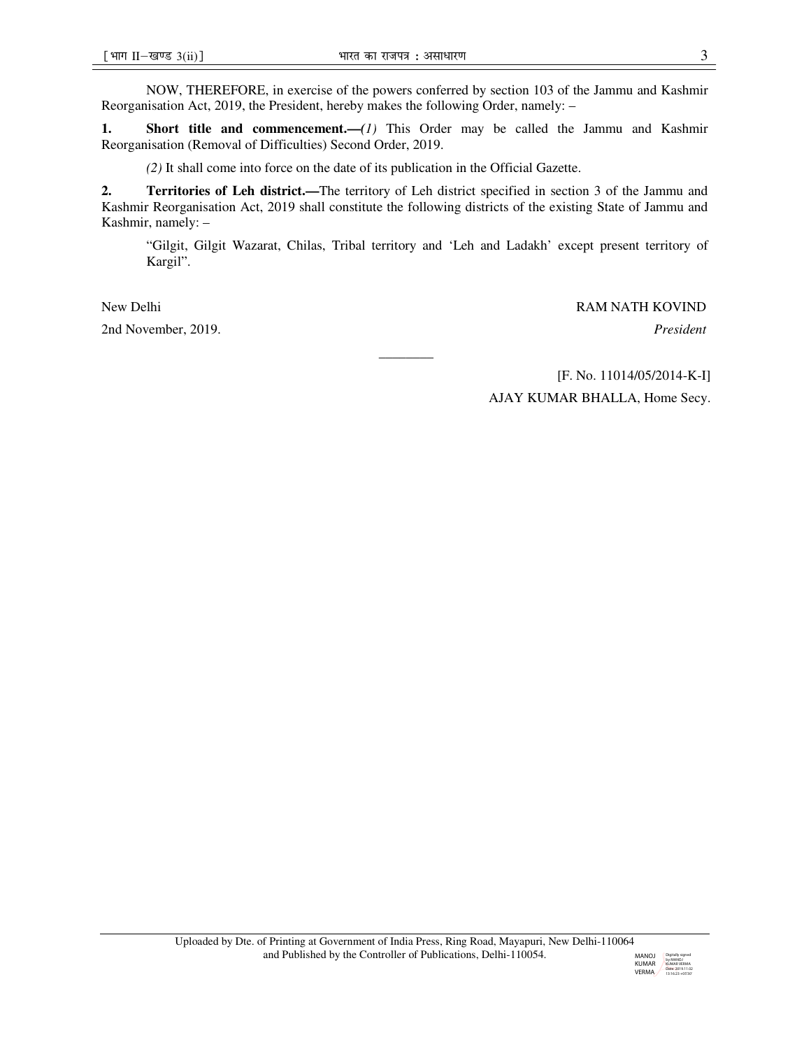NOW, THEREFORE, in exercise of the powers conferred by section 103 of the Jammu and Kashmir Reorganisation Act, 2019, the President, hereby makes the following Order, namely: –

**1. Short title and commencement.—***(1)* This Order may be called the Jammu and Kashmir Reorganisation (Removal of Difficulties) Second Order, 2019.

*(2)* It shall come into force on the date of its publication in the Official Gazette.

**2. Territories of Leh district.—**The territory of Leh district specified in section 3 of the Jammu and Kashmir Reorganisation Act, 2019 shall constitute the following districts of the existing State of Jammu and Kashmir, namely: –

> "Gilgit, Gilgit Wazarat, Chilas, Tribal territory and 'Leh and Ladakh' except present territory of Kargil".

New Delhi

2nd November, 2019.

RAM NATH KOVIND

*President*

---

[F. No. 11014/05/2014-K-I]

AJAY KUMAR BHALLA, Home Secy.

Uploaded by Dte. of Printing at Government of India Press, Ring Road, Mayapuri, New Delhi-110064 and Published by the Controller of Publications, Delhi-110054.